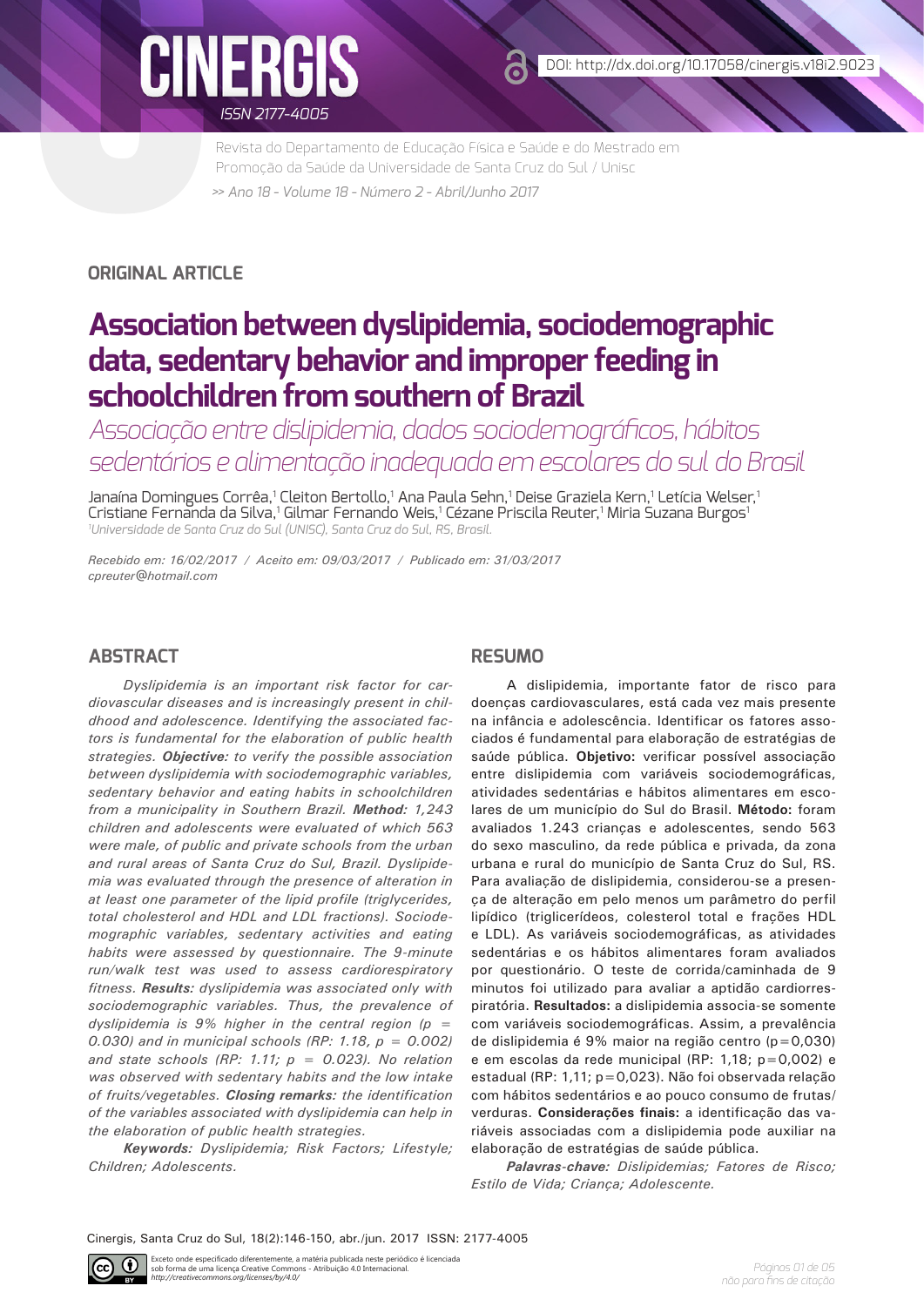ORIGINAL ARTICLE

# Association between dyslipidemia, sociodemographic data, sedentary behavior and improper feeding in schoolchildren from southern of Brazil

*Associação entre dislipidemia, dados sociodemográficos, hábitos sedentários e alimentação inadequada em escolares do sul do Brasil*

Janaína Domingues Corrêa,[1] Cleiton Bertollo,[1] Ana Paula Sehn,[1] Deise Graziela Kern,[1] Letícia Welser,[1] Cristiane Fernanda da Silva,[1] Gilmar Fernando Weis,[1] Cézane Priscila Reuter,[1] Miria Suzana Burgos[1]

[1]*Universidade de Santa Cruz do Sul (UNISC), Santa Cruz do Sul, RS, Brasil.*

*Recebido em: 16/02/2017 / Aceito em: 09/03/2017 / Publicado em: 31/03/2017*
*cpreuter@hotmail.com*

## ABSTRACT

*Dyslipidemia is an important risk factor for cardiovascular diseases and is increasingly present in childhood and adolescence. Identifying the associated factors is fundamental for the elaboration of public health strategies.* ***Objective:*** *to verify the possible association between dyslipidemia with sociodemographic variables, sedentary behavior and eating habits in schoolchildren from a municipality in Southern Brazil.* ***Method:*** *1,243 children and adolescents were evaluated of which 563 were male, of public and private schools from the urban and rural areas of Santa Cruz do Sul, Brazil. Dyslipidemia was evaluated through the presence of alteration in at least one parameter of the lipid profile (triglycerides, total cholesterol and HDL and LDL fractions). Sociodemographic variables, sedentary activities and eating habits were assessed by questionnaire. The 9-minute run/walk test was used to assess cardiorespiratory fitness.* ***Results:*** *dyslipidemia was associated only with sociodemographic variables. Thus, the prevalence of dyslipidemia is 9% higher in the central region (p = 0.030) and in municipal schools (RP: 1.18, p = 0.002) and state schools (RP: 1.11; p = 0.023). No relation was observed with sedentary habits and the low intake of fruits/vegetables.* ***Closing remarks:*** *the identification of the variables associated with dyslipidemia can help in the elaboration of public health strategies.*

***Keywords:*** *Dyslipidemia; Risk Factors; Lifestyle; Children; Adolescents.*

## RESUMO

A dislipidemia, importante fator de risco para doenças cardiovasculares, está cada vez mais presente na infância e adolescência. Identificar os fatores associados é fundamental para elaboração de estratégias de saúde pública. **Objetivo:** verificar possível associação entre dislipidemia com variáveis sociodemográficas, atividades sedentárias e hábitos alimentares em escolares de um município do Sul do Brasil. **Método:** foram avaliados 1.243 crianças e adolescentes, sendo 563 do sexo masculino, da rede pública e privada, da zona urbana e rural do município de Santa Cruz do Sul, RS. Para avaliação de dislipidemia, considerou-se a presença de alteração em pelo menos um parâmetro do perfil lipídico (triglicerídeos, colesterol total e frações HDL e LDL). As variáveis sociodemográficas, as atividades sedentárias e os hábitos alimentares foram avaliados por questionário. O teste de corrida/caminhada de 9 minutos foi utilizado para avaliar a aptidão cardiorrespiratória. **Resultados:** a dislipidemia associa-se somente com variáveis sociodemográficas. Assim, a prevalência de dislipidemia é 9% maior na região centro (p=0,030) e em escolas da rede municipal (RP: 1,18; p=0,002) e estadual (RP: 1,11; p=0,023). Não foi observada relação com hábitos sedentários e ao pouco consumo de frutas/verduras. **Considerações finais:** a identificação das variáveis associadas com a dislipidemia pode auxiliar na elaboração de estratégias de saúde pública.

***Palavras-chave:*** *Dislipidemias; Fatores de Risco; Estilo de Vida; Criança; Adolescente.*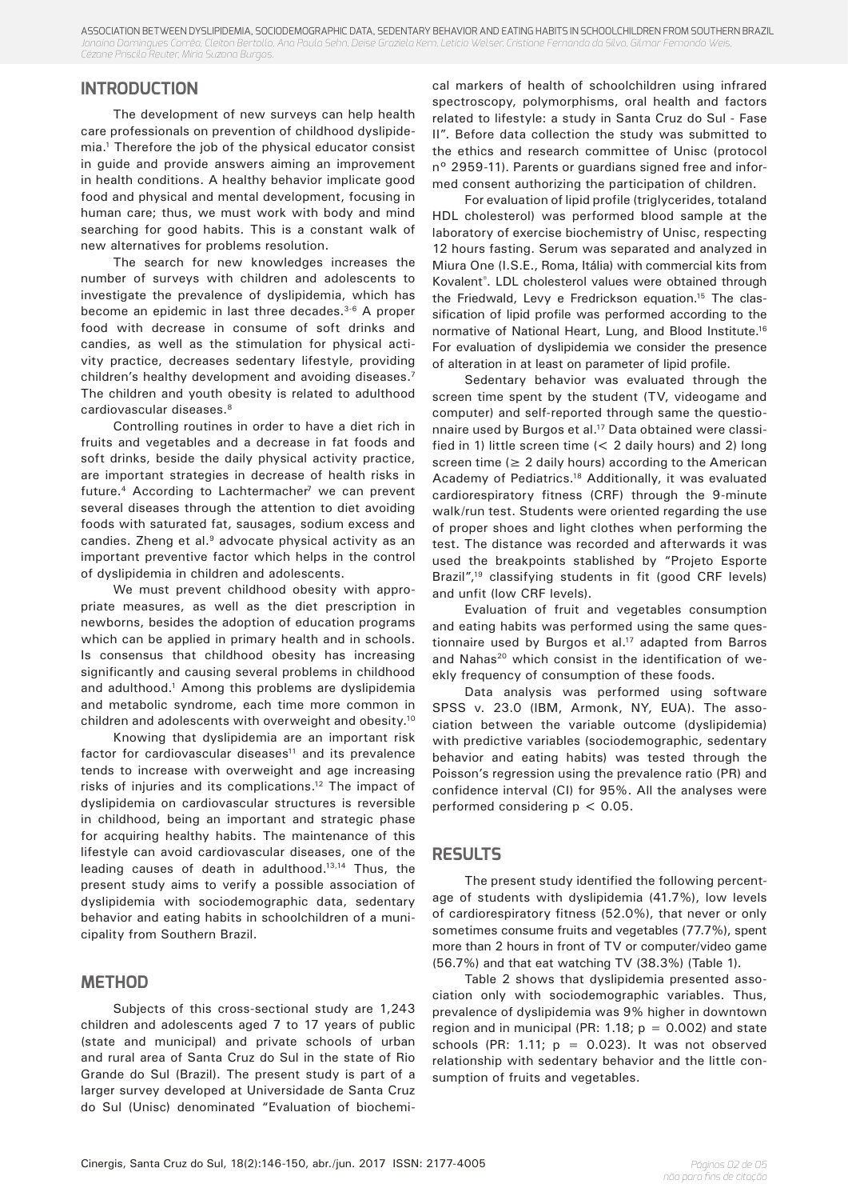## INTRODUCTION

The development of new surveys can help health care professionals on prevention of childhood dyslipidemia.[1] Therefore the job of the physical educator consist in guide and provide answers aiming an improvement in health conditions. A healthy behavior implicate good food and physical and mental development, focusing in human care; thus, we must work with body and mind searching for good habits. This is a constant walk of new alternatives for problems resolution.

The search for new knowledges increases the number of surveys with children and adolescents to investigate the prevalence of dyslipidemia, which has become an epidemic in last three decades.[3-6] A proper food with decrease in consume of soft drinks and candies, as well as the stimulation for physical activity practice, decreases sedentary lifestyle, providing children's healthy development and avoiding diseases.[7] The children and youth obesity is related to adulthood cardiovascular diseases.[8]

Controlling routines in order to have a diet rich in fruits and vegetables and a decrease in fat foods and soft drinks, beside the daily physical activity practice, are important strategies in decrease of health risks in future.[4] According to Lachtermacher[7] we can prevent several diseases through the attention to diet avoiding foods with saturated fat, sausages, sodium excess and candies. Zheng et al.[9] advocate physical activity as an important preventive factor which helps in the control of dyslipidemia in children and adolescents.

We must prevent childhood obesity with appropriate measures, as well as the diet prescription in newborns, besides the adoption of education programs which can be applied in primary health and in schools. Is consensus that childhood obesity has increasing significantly and causing several problems in childhood and adulthood.[1] Among this problems are dyslipidemia and metabolic syndrome, each time more common in children and adolescents with overweight and obesity.[10]

Knowing that dyslipidemia are an important risk factor for cardiovascular diseases[11] and its prevalence tends to increase with overweight and age increasing risks of injuries and its complications.[12] The impact of dyslipidemia on cardiovascular structures is reversible in childhood, being an important and strategic phase for acquiring healthy habits. The maintenance of this lifestyle can avoid cardiovascular diseases, one of the leading causes of death in adulthood.[13,14] Thus, the present study aims to verify a possible association of dyslipidemia with sociodemographic data, sedentary behavior and eating habits in schoolchildren of a municipality from Southern Brazil.

## METHOD

Subjects of this cross-sectional study are 1,243 children and adolescents aged 7 to 17 years of public (state and municipal) and private schools of urban and rural area of Santa Cruz do Sul in the state of Rio Grande do Sul (Brazil). The present study is part of a larger survey developed at Universidade de Santa Cruz do Sul (Unisc) denominated "Evaluation of biochemical markers of health of schoolchildren using infrared spectroscopy, polymorphisms, oral health and factors related to lifestyle: a study in Santa Cruz do Sul - Fase II". Before data collection the study was submitted to the ethics and research committee of Unisc (protocol nº 2959-11). Parents or guardians signed free and informed consent authorizing the participation of children.

For evaluation of lipid profile (triglycerides, totaland HDL cholesterol) was performed blood sample at the laboratory of exercise biochemistry of Unisc, respecting 12 hours fasting. Serum was separated and analyzed in Miura One (I.S.E., Roma, Itália) with commercial kits from Kovalent®. LDL cholesterol values were obtained through the Friedwald, Levy e Fredrickson equation.[15] The classification of lipid profile was performed according to the normative of National Heart, Lung, and Blood Institute.[16] For evaluation of dyslipidemia we consider the presence of alteration in at least on parameter of lipid profile.

Sedentary behavior was evaluated through the screen time spent by the student (TV, videogame and computer) and self-reported through same the questionnaire used by Burgos et al.[17] Data obtained were classified in 1) little screen time (< 2 daily hours) and 2) long screen time (≥ 2 daily hours) according to the American Academy of Pediatrics.[18] Additionally, it was evaluated cardiorespiratory fitness (CRF) through the 9-minute walk/run test. Students were oriented regarding the use of proper shoes and light clothes when performing the test. The distance was recorded and afterwards it was used the breakpoints stablished by "Projeto Esporte Brazil",[19] classifying students in fit (good CRF levels) and unfit (low CRF levels).

Evaluation of fruit and vegetables consumption and eating habits was performed using the same questionnaire used by Burgos et al.[17] adapted from Barros and Nahas[20] which consist in the identification of weekly frequency of consumption of these foods.

Data analysis was performed using software SPSS v. 23.0 (IBM, Armonk, NY, EUA). The association between the variable outcome (dyslipidemia) with predictive variables (sociodemographic, sedentary behavior and eating habits) was tested through the Poisson's regression using the prevalence ratio (PR) and confidence interval (CI) for 95%. All the analyses were performed considering $p < 0.05$.

## RESULTS

The present study identified the following percentage of students with dyslipidemia (41.7%), low levels of cardiorespiratory fitness (52.0%), that never or only sometimes consume fruits and vegetables (77.7%), spent more than 2 hours in front of TV or computer/video game (56.7%) and that eat watching TV (38.3%) (Table 1).

Table 2 shows that dyslipidemia presented association only with sociodemographic variables. Thus, prevalence of dyslipidemia was 9% higher in downtown region and in municipal (PR: 1.18; $p = 0.002$) and state schools (PR: 1.11; $p = 0.023$). It was not observed relationship with sedentary behavior and the little consumption of fruits and vegetables.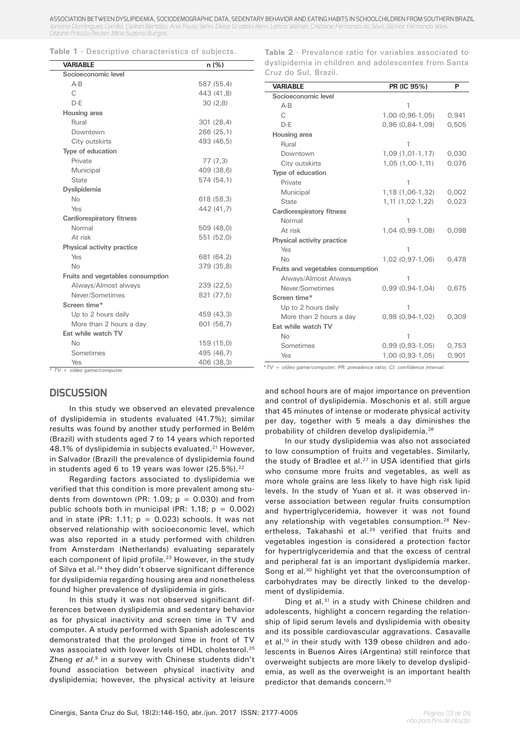**Table 1** - Descriptive characteristics of subjects.

| VARIABLE | n (%) |
|---|---|
| **Socioeconomic level** | |
| A-B | 587 (55,4) |
| C | 443 (41,8) |
| D-E | 30 (2,8) |
| **Housing area** | |
| Rural | 301 (28,4) |
| Downtown | 266 (25,1) |
| City outskirts | 493 (46,5) |
| **Type of education** | |
| Private | 77 (7,3) |
| Municipal | 409 (38,6) |
| State | 574 (54,1) |
| **Dyslipidemia** | |
| No | 618 (58,3) |
| Yes | 442 (41,7) |
| **Cardiorespiratory fitness** | |
| Normal | 509 (48,0) |
| At risk | 551 (52,0) |
| **Physical activity practice** | |
| Yes | 681 (64,2) |
| No | 379 (35,8) |
| **Fruits and vegetables consumption** | |
| Always/Almost always | 239 (22,5) |
| Never/Sometimes | 821 (77,5) |
| **Screen time*** | |
| Up to 2 hours daily | 459 (43,3) |
| More than 2 hours a day | 601 (56,7) |
| **Eat while watch TV** | |
| No | 159 (15,0) |
| Sometimes | 495 (46,7) |
| Yes | 406 (38,3) |

*\* TV + video game/computer.*

**Table 2** - Prevalence ratio for variables associated to dyslipidemia in children and adolescentes from Santa Cruz do Sul, Brazil.

| VARIABLE | PR (IC 95%) | P |
|---|---|---|
| **Socioeconomic level** | | |
| A-B | 1 | |
| C | 1,00 (0,96-1,05) | 0,941 |
| D-E | 0,96 (0,84-1,09) | 0,505 |
| **Housing area** | | |
| Rural | 1 | |
| Downtown | 1,09 (1,01-1,17) | 0,030 |
| City outskirts | 1,05 (1,00-1,11) | 0,076 |
| **Type of education** | | |
| Private | 1 | |
| Municipal | 1,18 (1,06-1,32) | 0,002 |
| State | 1,11 (1,02-1,22) | 0,023 |
| **Cardiorespiratory fitness** | | |
| Normal | 1 | |
| At risk | 1,04 (0,99-1,08) | 0,098 |
| **Physical activity practice** | | |
| Yes | 1 | |
| No | 1,02 (0,97-1,06) | 0,478 |
| **Fruits and vegetables consumption** | | |
| Always/Almost Always | 1 | |
| Never/Sometimes | 0,99 (0,94-1,04) | 0,675 |
| **Screen time*** | | |
| Up to 2 hours daily | 1 | |
| More than 2 hours a day | 0,98 (0,94-1,02) | 0,309 |
| **Eat while watch TV** | | |
| No | 1 | |
| Sometimes | 0,99 (0,93-1,05) | 0,753 |
| Yes | 1,00 (0,93-1,05) | 0,901 |

*\*TV + video game/computer; PR: prevalence ratio; CI: confidence interval.*

## DISCUSSION

In this study we observed an elevated prevalence of dyslipidemia in students evaluated (41.7%); similar results was found by another study performed in Belém (Brazil) with students aged 7 to 14 years which reported 48.1% of dyslipidemia in subjects evaluated.[21] However, in Salvador (Brazil) the prevalence of dyslipidemia found in students aged 6 to 19 years was lower (25.5%).[22]

Regarding factors associated to dyslipidemia we verified that this condition is more prevalent among students from downtown (PR: 1.09; p = 0.030) and from public schools both in municipal (PR: 1.18; p = 0.002) and in state (PR: 1.11; p = 0.023) schools. It was not observed relationship with socioeconomic level, which was also reported in a study performed with children from Amsterdam (Netherlands) evaluating separately each component of lipid profile.[23] However, in the study of Silva et al.[24] they didn't observe significant difference for dyslipidemia regarding housing area and nonetheless found higher prevalence of dyslipidemia in girls.

In this study it was not observed significant differences between dyslipidemia and sedentary behavior as for physical inactivity and screen time in TV and computer. A study performed with Spanish adolescents demonstrated that the prolonged time in front of TV was associated with lower levels of HDL cholesterol.[25] Zheng *et al.*[9] in a survey with Chinese students didn't found association between physical inactivity and dyslipidemia; however, the physical activity at leisure and school hours are of major importance on prevention and control of dyslipidemia. Moschonis et al. still argue that 45 minutes of intense or moderate physical activity per day, together with 5 meals a day diminishes the probability of children develop dyslipidemia.[26]

In our study dyslipidemia was also not associated to low consumption of fruits and vegetables. Similarly, the study of Bradlee et al.[27] in USA identified that girls who consume more fruits and vegetables, as well as more whole grains are less likely to have high risk lipid levels. In the study of Yuan et al. it was observed inverse association between regular fruits consumption and hypertriglyceridemia, however it was not found any relationship with vegetables consumption.[28] Nevertheless, Takahashi et al.[29] verified that fruits and vegetables ingestion is considered a protection factor for hypertriglyceridemia and that the excess of central and peripheral fat is an important dyslipidemia marker. Song et al.[30] highlight yet that the overconsumption of carbohydrates may be directly linked to the development of dyslipidemia.

Ding et al.[31] in a study with Chinese children and adolescents, highlight a concern regarding the relationship of lipid serum levels and dyslipidemia with obesity and its possible cardiovascular aggravations. Casavalle et al.[10] in their study with 139 obese children and adolescents in Buenos Aires (Argentina) still reinforce that overweight subjects are more likely to develop dyslipidemia, as well as the overweight is an important health predictor that demands concern.[10]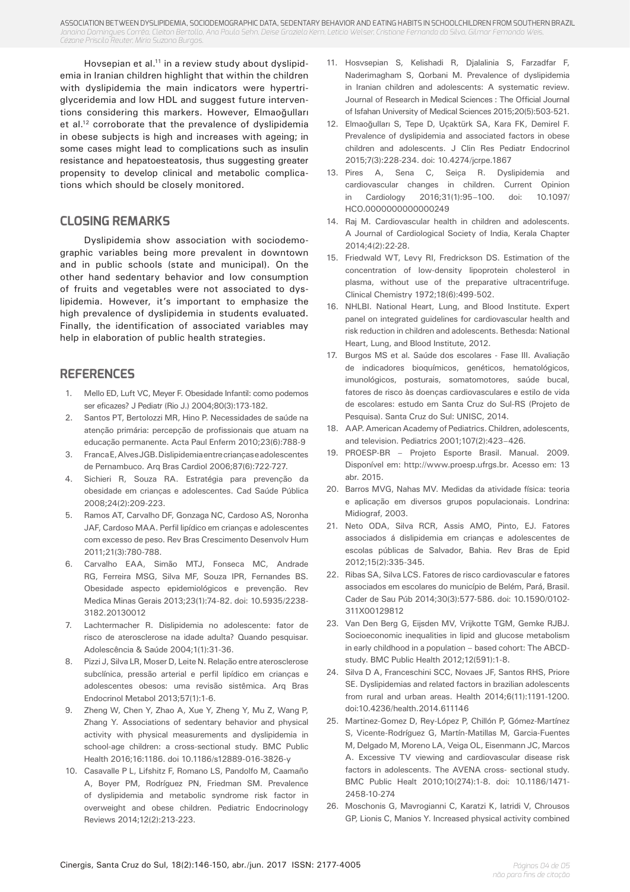Hovsepian et al.[11] in a review study about dyslipidemia in Iranian children highlight that within the children with dyslipidemia the main indicators were hypertriglyceridemia and low HDL and suggest future interventions considering this markers. However, Elmaoğulları et al.[12] corroborate that the prevalence of dyslipidemia in obese subjects is high and increases with ageing; in some cases might lead to complications such as insulin resistance and hepatoesteatosis, thus suggesting greater propensity to develop clinical and metabolic complications which should be closely monitored.

## CLOSING REMARKS

Dyslipidemia show association with sociodemographic variables being more prevalent in downtown and in public schools (state and municipal). On the other hand sedentary behavior and low consumption of fruits and vegetables were not associated to dyslipidemia. However, it's important to emphasize the high prevalence of dyslipidemia in students evaluated. Finally, the identification of associated variables may help in elaboration of public health strategies.

## REFERENCES

1. Mello ED, Luft VC, Meyer F. Obesidade Infantil: como podemos ser eficazes? J Pediatr (Rio J.) 2004;80(3):173-182.
2. Santos PT, Bertolozzi MR, Hino P. Necessidades de saúde na atenção primária: percepção de profissionais que atuam na educação permanente. Acta Paul Enferm 2010;23(6):788-9
3. Franca E, Alves JGB. Dislipidemia entre crianças e adolescentes de Pernambuco. Arq Bras Cardiol 2006;87(6):722-727.
4. Sichieri R, Souza RA. Estratégia para prevenção da obesidade em crianças e adolescentes. Cad Saúde Pública 2008;24(2):209-223.
5. Ramos AT, Carvalho DF, Gonzaga NC, Cardoso AS, Noronha JAF, Cardoso MAA. Perfil lipídico em crianças e adolescentes com excesso de peso. Rev Bras Crescimento Desenvolv Hum 2011;21(3):780-788.
6. Carvalho EAA, Simão MTJ, Fonseca MC, Andrade RG, Ferreira MSG, Silva MF, Souza IPR, Fernandes BS. Obesidade aspecto epidemiológicos e prevenção. Rev Medica Minas Gerais 2013;23(1):74-82. doi: 10.5935/2238-3182.20130012
7. Lachtermacher R. Dislipidemia no adolescente: fator de risco de aterosclerose na idade adulta? Quando pesquisar. Adolescência & Saúde 2004;1(1):31-36.
8. Pizzi J, Silva LR, Moser D, Leite N. Relação entre aterosclerose subclínica, pressão arterial e perfil lipídico em crianças e adolescentes obesos: uma revisão sistêmica. Arq Bras Endocrinol Metabol 2013;57(1):1-6.
9. Zheng W, Chen Y, Zhao A, Xue Y, Zheng Y, Mu Z, Wang P, Zhang Y. Associations of sedentary behavior and physical activity with physical measurements and dyslipidemia in school-age children: a cross-sectional study. BMC Public Health 2016;16:1186. doi 10.1186/s12889-016-3826-y
10. Casavalle P L, Lifshitz F, Romano LS, Pandolfo M, Caamaño A, Boyer PM, Rodríguez PN, Friedman SM. Prevalence of dyslipidemia and metabolic syndrome risk factor in overweight and obese children. Pediatric Endocrinology Reviews 2014;12(2):213-223.
11. Hosvsepian S, Kelishadi R, Djalalinia S, Farzadfar F, Naderimagham S, Qorbani M. Prevalence of dyslipidemia in Iranian children and adolescents: A systematic review. Journal of Research in Medical Sciences : The Official Journal of Isfahan University of Medical Sciences 2015;20(5):503-521.
12. Elmaoğulları S, Tepe D, Uçaktürk SA, Kara FK, Demirel F. Prevalence of dyslipidemia and associated factors in obese children and adolescents. J Clin Res Pediatr Endocrinol 2015;7(3):228-234. doi: 10.4274/jcrpe.1867
13. Pires A, Sena C, Seiça R. Dyslipidemia and cardiovascular changes in children. Current Opinion in Cardiology 2016;31(1):95–100. doi: 10.1097/HCO.0000000000000249
14. Raj M. Cardiovascular health in children and adolescents. A Journal of Cardiological Society of India, Kerala Chapter 2014;4(2):22-28.
15. Friedwald WT, Levy RI, Fredrickson DS. Estimation of the concentration of low-density lipoprotein cholesterol in plasma, without use of the preparative ultracentrifuge. Clinical Chemistry 1972;18(6):499-502.
16. NHLBI. National Heart, Lung, and Blood Institute. Expert panel on integrated guidelines for cardiovascular health and risk reduction in children and adolescents. Bethesda: National Heart, Lung, and Blood Institute, 2012.
17. Burgos MS et al. Saúde dos escolares - Fase III. Avaliação de indicadores bioquímicos, genéticos, hematológicos, imunológicos, posturais, somatomotores, saúde bucal, fatores de risco às doenças cardiovasculares e estilo de vida de escolares: estudo em Santa Cruz do Sul-RS (Projeto de Pesquisa). Santa Cruz do Sul: UNISC, 2014.
18. AAP. American Academy of Pediatrics. Children, adolescents, and television. Pediatrics 2001;107(2):423–426.
19. PROESP-BR – Projeto Esporte Brasil. Manual. 2009. Disponível em: http://www.proesp.ufrgs.br. Acesso em: 13 abr. 2015.
20. Barros MVG, Nahas MV. Medidas da atividade física: teoria e aplicação em diversos grupos populacionais. Londrina: Midiograf, 2003.
21. Neto ODA, Silva RCR, Assis AMO, Pinto, EJ. Fatores associados á dislipidemia em crianças e adolescentes de escolas públicas de Salvador, Bahia. Rev Bras de Epid 2012;15(2):335-345.
22. Ribas SA, Silva LCS. Fatores de risco cardiovascular e fatores associados em escolares do município de Belém, Pará, Brasil. Cader de Sau Púb 2014;30(3):577-586. doi: 10.1590/0102-311X00129812
23. Van Den Berg G, Eijsden MV, Vrijkotte TGM, Gemke RJBJ. Socioeconomic inequalities in lipid and glucose metabolism in early childhood in a population – based cohort: The ABCD-study. BMC Public Health 2012;12(591):1-8.
24. Silva D A, Franceschini SCC, Novaes JF, Santos RHS, Priore SE. Dyslipidemias and related factors in brazilian adolescents from rural and urban areas. Health 2014;6(11):1191-1200. doi:10.4236/health.2014.611146
25. Martinez-Gomez D, Rey-López P, Chillón P, Gómez-Martínez S, Vicente-Rodríguez G, Martín-Matillas M, Garcia-Fuentes M, Delgado M, Moreno LA, Veiga OL, Eisenmann JC, Marcos A. Excessive TV viewing and cardiovascular disease risk factors in adolescents. The AVENA cross- sectional study. BMC Public Healt 2010;10(274):1-8. doi: 10.1186/1471-2458-10-274
26. Moschonis G, Mavrogianni C, Karatzi K, Iatridi V, Chrousos GP, Lionis C, Manios Y. Increased physical activity combined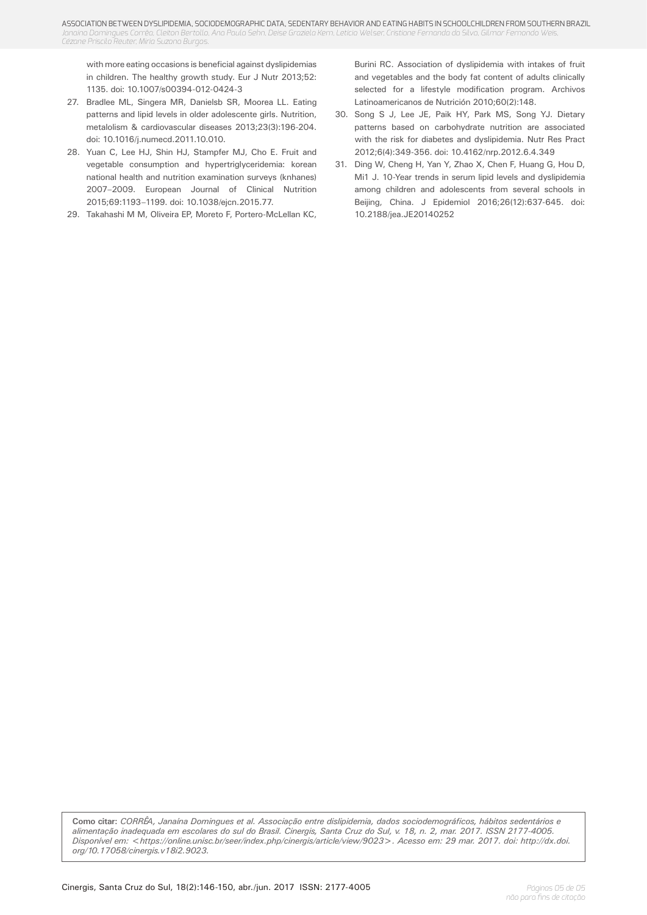with more eating occasions is beneficial against dyslipidemias in children. The healthy growth study. Eur J Nutr 2013;52: 1135. doi: 10.1007/s00394-012-0424-3

27. Bradlee ML, Singera MR, Danielsb SR, Moorea LL. Eating patterns and lipid levels in older adolescente girls. Nutrition, metalolism & cardiovascular diseases 2013;23(3):196-204. doi: 10.1016/j.numecd.2011.10.010.
28. Yuan C, Lee HJ, Shin HJ, Stampfer MJ, Cho E. Fruit and vegetable consumption and hypertriglyceridemia: korean national health and nutrition examination surveys (knhanes) 2007–2009. European Journal of Clinical Nutrition 2015;69:1193–1199. doi: 10.1038/ejcn.2015.77.
29. Takahashi M M, Oliveira EP, Moreto F, Portero-McLellan KC, Burini RC. Association of dyslipidemia with intakes of fruit and vegetables and the body fat content of adults clinically selected for a lifestyle modification program. Archivos Latinoamericanos de Nutrición 2010;60(2):148.
30. Song S J, Lee JE, Paik HY, Park MS, Song YJ. Dietary patterns based on carbohydrate nutrition are associated with the risk for diabetes and dyslipidemia. Nutr Res Pract 2012;6(4):349-356. doi: 10.4162/nrp.2012.6.4.349
31. Ding W, Cheng H, Yan Y, Zhao X, Chen F, Huang G, Hou D, Mi1 J. 10-Year trends in serum lipid levels and dyslipidemia among children and adolescents from several schools in Beijing, China. J Epidemiol 2016;26(12):637-645. doi: 10.2188/jea.JE20140252

**Como citar:** *CORRÊA, Janaína Domingues et al. Associação entre dislipidemia, dados sociodemográficos, hábitos sedentários e alimentação inadequada em escolares do sul do Brasil. Cinergis, Santa Cruz do Sul, v. 18, n. 2, mar. 2017. ISSN 2177-4005. Disponível em: <https://online.unisc.br/seer/index.php/cinergis/article/view/9023>. Acesso em: 29 mar. 2017. doi: http://dx.doi.org/10.17058/cinergis.v18i2.9023.*